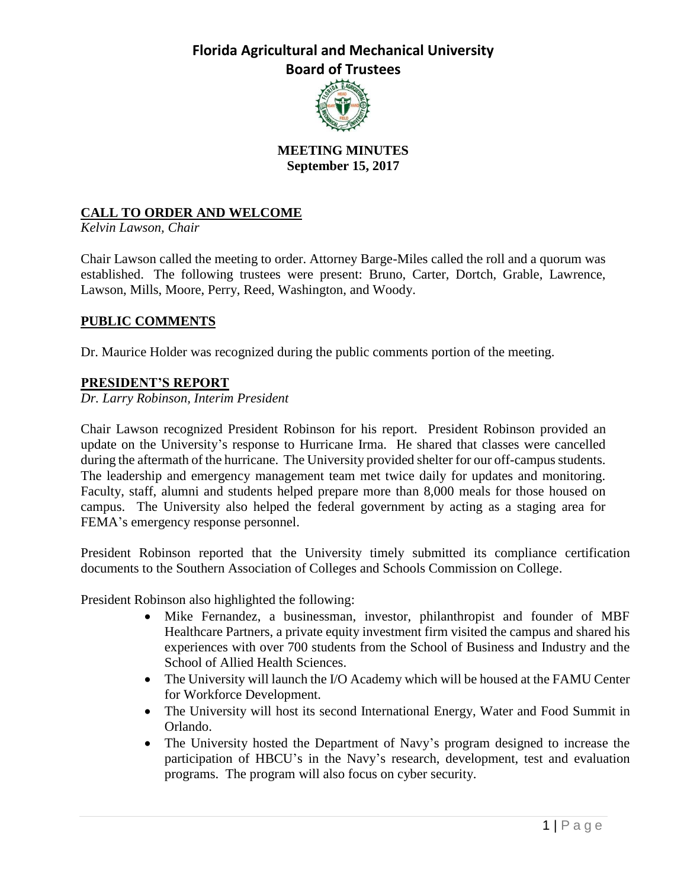# Florida Agricultural and Mechanical University

## Board of Trustees

**MEETING MINUTES**
**September 15, 2017**

## CALL TO ORDER AND WELCOME

*Kelvin Lawson, Chair*

Chair Lawson called the meeting to order. Attorney Barge-Miles called the roll and a quorum was established. The following trustees were present: Bruno, Carter, Dortch, Grable, Lawrence, Lawson, Mills, Moore, Perry, Reed, Washington, and Woody.

## PUBLIC COMMENTS

Dr. Maurice Holder was recognized during the public comments portion of the meeting.

## PRESIDENT'S REPORT

*Dr. Larry Robinson, Interim President*

Chair Lawson recognized President Robinson for his report. President Robinson provided an update on the University's response to Hurricane Irma. He shared that classes were cancelled during the aftermath of the hurricane. The University provided shelter for our off-campus students. The leadership and emergency management team met twice daily for updates and monitoring. Faculty, staff, alumni and students helped prepare more than 8,000 meals for those housed on campus. The University also helped the federal government by acting as a staging area for FEMA's emergency response personnel.

President Robinson reported that the University timely submitted its compliance certification documents to the Southern Association of Colleges and Schools Commission on College.

President Robinson also highlighted the following:

- Mike Fernandez, a businessman, investor, philanthropist and founder of MBF Healthcare Partners, a private equity investment firm visited the campus and shared his experiences with over 700 students from the School of Business and Industry and the School of Allied Health Sciences.
- The University will launch the I/O Academy which will be housed at the FAMU Center for Workforce Development.
- The University will host its second International Energy, Water and Food Summit in Orlando.
- The University hosted the Department of Navy's program designed to increase the participation of HBCU's in the Navy's research, development, test and evaluation programs. The program will also focus on cyber security.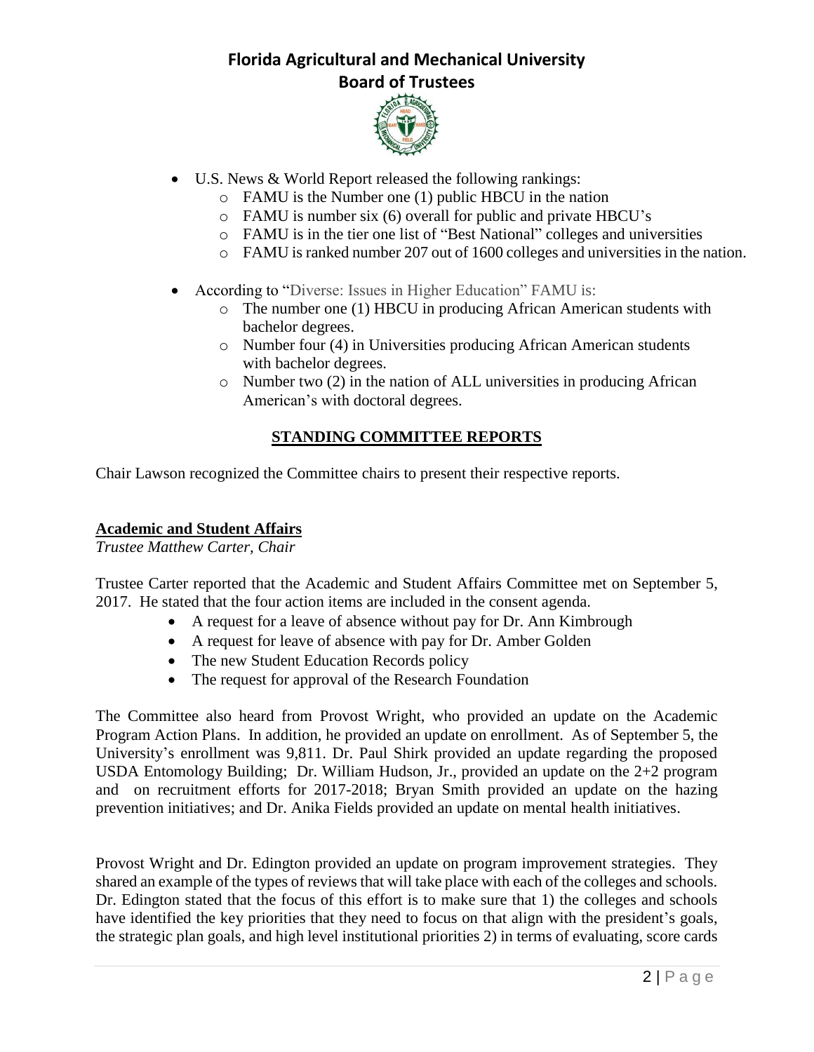- U.S. News & World Report released the following rankings:
  - FAMU is the Number one (1) public HBCU in the nation
  - FAMU is number six (6) overall for public and private HBCU's
  - FAMU is in the tier one list of "Best National" colleges and universities
  - FAMU is ranked number 207 out of 1600 colleges and universities in the nation.

- According to "Diverse: Issues in Higher Education" FAMU is:
  - The number one (1) HBCU in producing African American students with bachelor degrees.
  - Number four (4) in Universities producing African American students with bachelor degrees.
  - Number two (2) in the nation of ALL universities in producing African American's with doctoral degrees.

## STANDING COMMITTEE REPORTS

Chair Lawson recognized the Committee chairs to present their respective reports.

### Academic and Student Affairs

*Trustee Matthew Carter, Chair*

Trustee Carter reported that the Academic and Student Affairs Committee met on September 5, 2017. He stated that the four action items are included in the consent agenda.

- A request for a leave of absence without pay for Dr. Ann Kimbrough
- A request for leave of absence with pay for Dr. Amber Golden
- The new Student Education Records policy
- The request for approval of the Research Foundation

The Committee also heard from Provost Wright, who provided an update on the Academic Program Action Plans. In addition, he provided an update on enrollment. As of September 5, the University's enrollment was 9,811. Dr. Paul Shirk provided an update regarding the proposed USDA Entomology Building; Dr. William Hudson, Jr., provided an update on the 2+2 program and on recruitment efforts for 2017-2018; Bryan Smith provided an update on the hazing prevention initiatives; and Dr. Anika Fields provided an update on mental health initiatives.

Provost Wright and Dr. Edington provided an update on program improvement strategies. They shared an example of the types of reviews that will take place with each of the colleges and schools. Dr. Edington stated that the focus of this effort is to make sure that 1) the colleges and schools have identified the key priorities that they need to focus on that align with the president's goals, the strategic plan goals, and high level institutional priorities 2) in terms of evaluating, score cards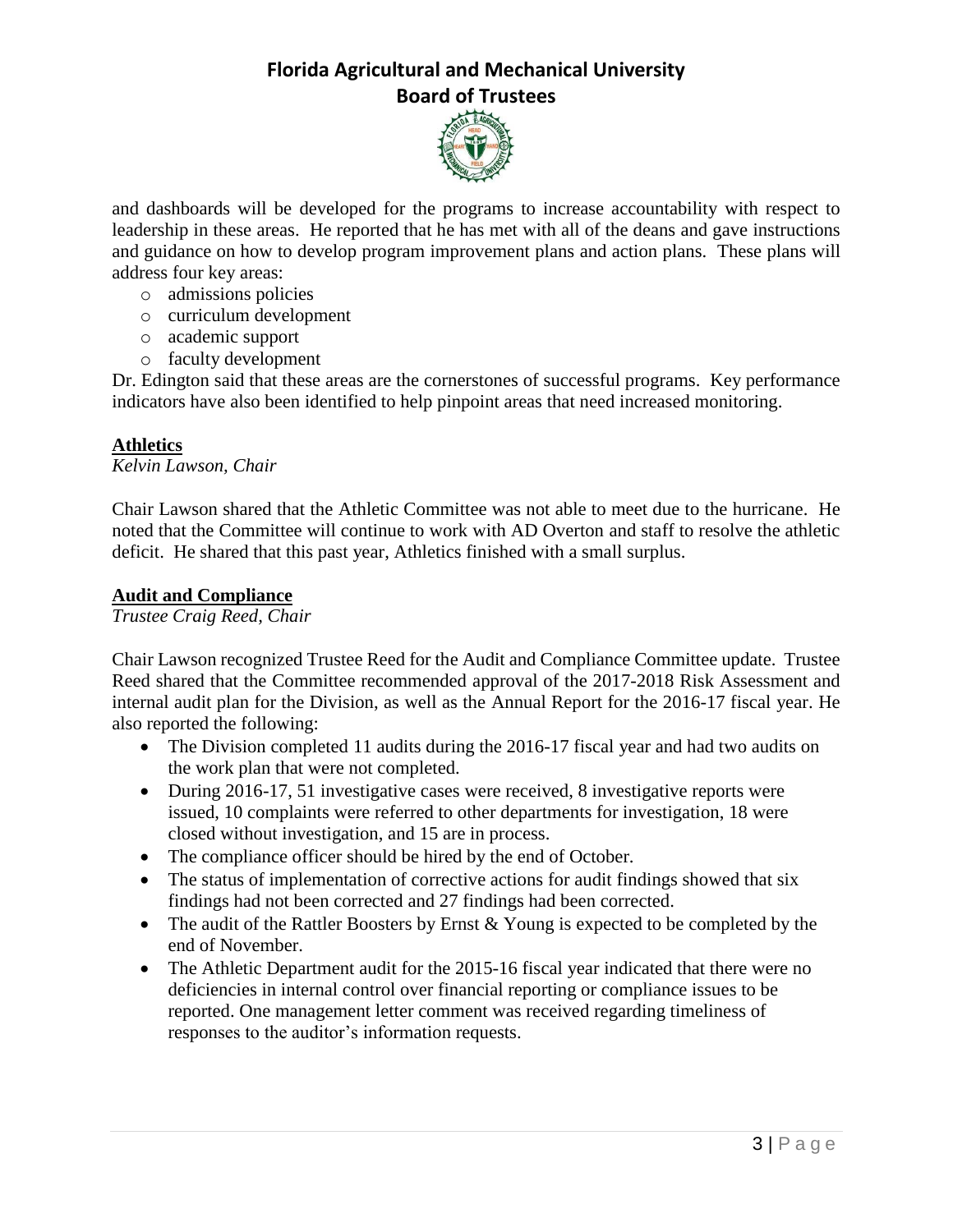and dashboards will be developed for the programs to increase accountability with respect to leadership in these areas. He reported that he has met with all of the deans and gave instructions and guidance on how to develop program improvement plans and action plans. These plans will address four key areas:

- admissions policies
- curriculum development
- academic support
- faculty development

Dr. Edington said that these areas are the cornerstones of successful programs. Key performance indicators have also been identified to help pinpoint areas that need increased monitoring.

**Athletics**

*Kelvin Lawson, Chair*

Chair Lawson shared that the Athletic Committee was not able to meet due to the hurricane. He noted that the Committee will continue to work with AD Overton and staff to resolve the athletic deficit. He shared that this past year, Athletics finished with a small surplus.

**Audit and Compliance**

*Trustee Craig Reed, Chair*

Chair Lawson recognized Trustee Reed for the Audit and Compliance Committee update. Trustee Reed shared that the Committee recommended approval of the 2017-2018 Risk Assessment and internal audit plan for the Division, as well as the Annual Report for the 2016-17 fiscal year. He also reported the following:

- The Division completed 11 audits during the 2016-17 fiscal year and had two audits on the work plan that were not completed.
- During 2016-17, 51 investigative cases were received, 8 investigative reports were issued, 10 complaints were referred to other departments for investigation, 18 were closed without investigation, and 15 are in process.
- The compliance officer should be hired by the end of October.
- The status of implementation of corrective actions for audit findings showed that six findings had not been corrected and 27 findings had been corrected.
- The audit of the Rattler Boosters by Ernst & Young is expected to be completed by the end of November.
- The Athletic Department audit for the 2015-16 fiscal year indicated that there were no deficiencies in internal control over financial reporting or compliance issues to be reported. One management letter comment was received regarding timeliness of responses to the auditor's information requests.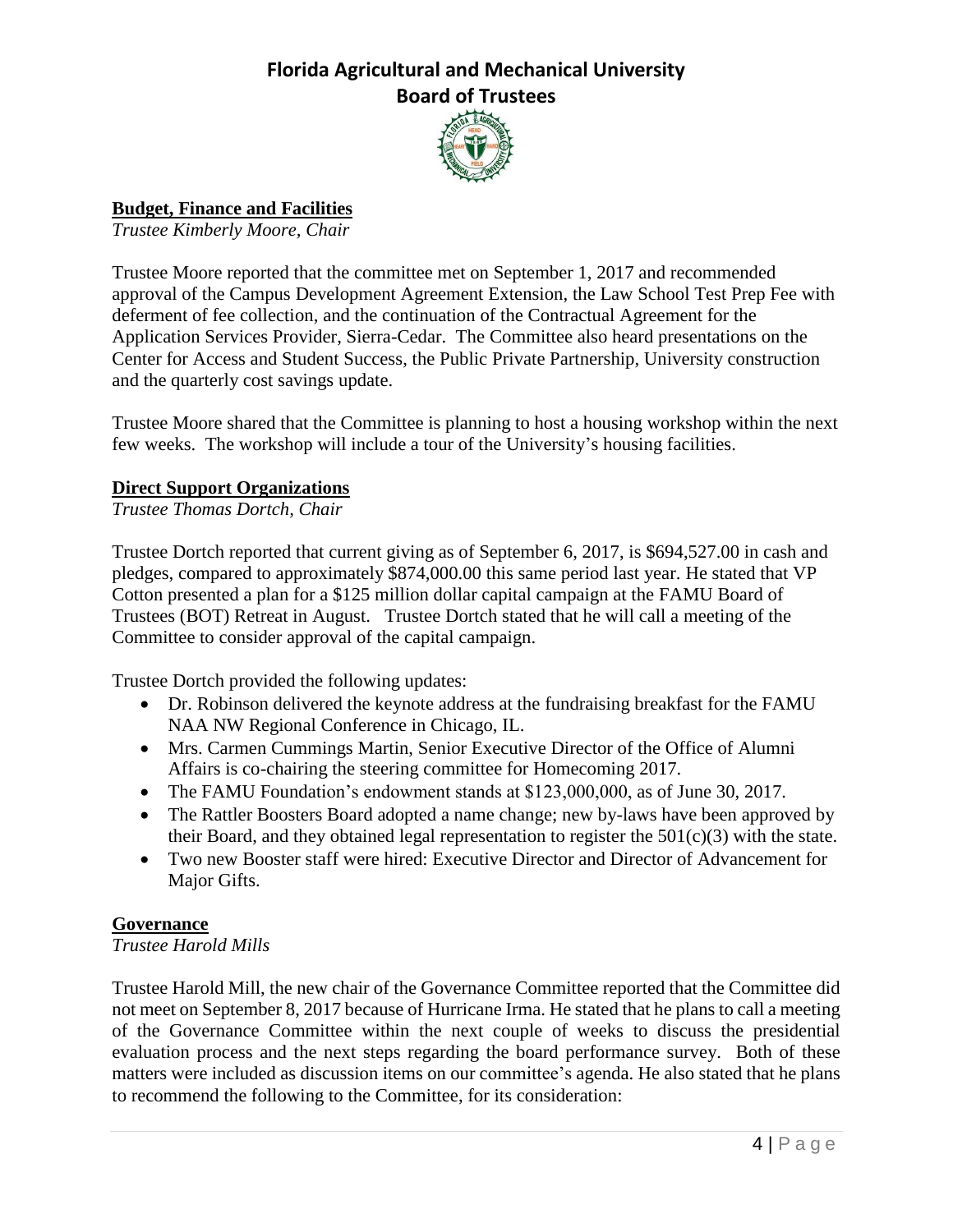# Florida Agricultural and Mechanical University
## Board of Trustees

**Budget, Finance and Facilities**

*Trustee Kimberly Moore, Chair*

Trustee Moore reported that the committee met on September 1, 2017 and recommended approval of the Campus Development Agreement Extension, the Law School Test Prep Fee with deferment of fee collection, and the continuation of the Contractual Agreement for the Application Services Provider, Sierra-Cedar. The Committee also heard presentations on the Center for Access and Student Success, the Public Private Partnership, University construction and the quarterly cost savings update.

Trustee Moore shared that the Committee is planning to host a housing workshop within the next few weeks. The workshop will include a tour of the University's housing facilities.

**Direct Support Organizations**

*Trustee Thomas Dortch, Chair*

Trustee Dortch reported that current giving as of September 6, 2017, is $694,527.00 in cash and pledges, compared to approximately $874,000.00 this same period last year. He stated that VP Cotton presented a plan for a $125 million dollar capital campaign at the FAMU Board of Trustees (BOT) Retreat in August. Trustee Dortch stated that he will call a meeting of the Committee to consider approval of the capital campaign.

Trustee Dortch provided the following updates:

- Dr. Robinson delivered the keynote address at the fundraising breakfast for the FAMU NAA NW Regional Conference in Chicago, IL.
- Mrs. Carmen Cummings Martin, Senior Executive Director of the Office of Alumni Affairs is co-chairing the steering committee for Homecoming 2017.
- The FAMU Foundation's endowment stands at $123,000,000, as of June 30, 2017.
- The Rattler Boosters Board adopted a name change; new by-laws have been approved by their Board, and they obtained legal representation to register the 501(c)(3) with the state.
- Two new Booster staff were hired: Executive Director and Director of Advancement for Major Gifts.

**Governance**

*Trustee Harold Mills*

Trustee Harold Mill, the new chair of the Governance Committee reported that the Committee did not meet on September 8, 2017 because of Hurricane Irma. He stated that he plans to call a meeting of the Governance Committee within the next couple of weeks to discuss the presidential evaluation process and the next steps regarding the board performance survey. Both of these matters were included as discussion items on our committee's agenda. He also stated that he plans to recommend the following to the Committee, for its consideration: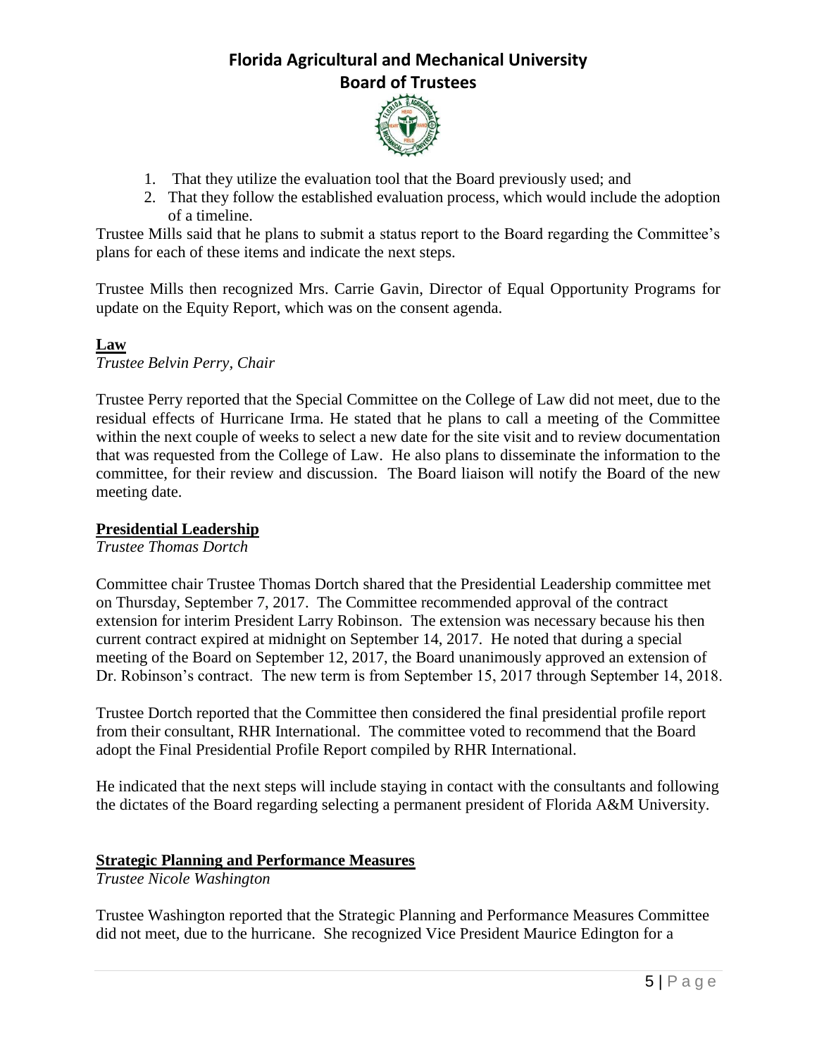1. That they utilize the evaluation tool that the Board previously used; and
2. That they follow the established evaluation process, which would include the adoption of a timeline.

Trustee Mills said that he plans to submit a status report to the Board regarding the Committee's plans for each of these items and indicate the next steps.

Trustee Mills then recognized Mrs. Carrie Gavin, Director of Equal Opportunity Programs for update on the Equity Report, which was on the consent agenda.

**Law**

*Trustee Belvin Perry, Chair*

Trustee Perry reported that the Special Committee on the College of Law did not meet, due to the residual effects of Hurricane Irma. He stated that he plans to call a meeting of the Committee within the next couple of weeks to select a new date for the site visit and to review documentation that was requested from the College of Law. He also plans to disseminate the information to the committee, for their review and discussion. The Board liaison will notify the Board of the new meeting date.

**Presidential Leadership**

*Trustee Thomas Dortch*

Committee chair Trustee Thomas Dortch shared that the Presidential Leadership committee met on Thursday, September 7, 2017. The Committee recommended approval of the contract extension for interim President Larry Robinson. The extension was necessary because his then current contract expired at midnight on September 14, 2017. He noted that during a special meeting of the Board on September 12, 2017, the Board unanimously approved an extension of Dr. Robinson's contract. The new term is from September 15, 2017 through September 14, 2018.

Trustee Dortch reported that the Committee then considered the final presidential profile report from their consultant, RHR International. The committee voted to recommend that the Board adopt the Final Presidential Profile Report compiled by RHR International.

He indicated that the next steps will include staying in contact with the consultants and following the dictates of the Board regarding selecting a permanent president of Florida A&M University.

**Strategic Planning and Performance Measures**

*Trustee Nicole Washington*

Trustee Washington reported that the Strategic Planning and Performance Measures Committee did not meet, due to the hurricane. She recognized Vice President Maurice Edington for a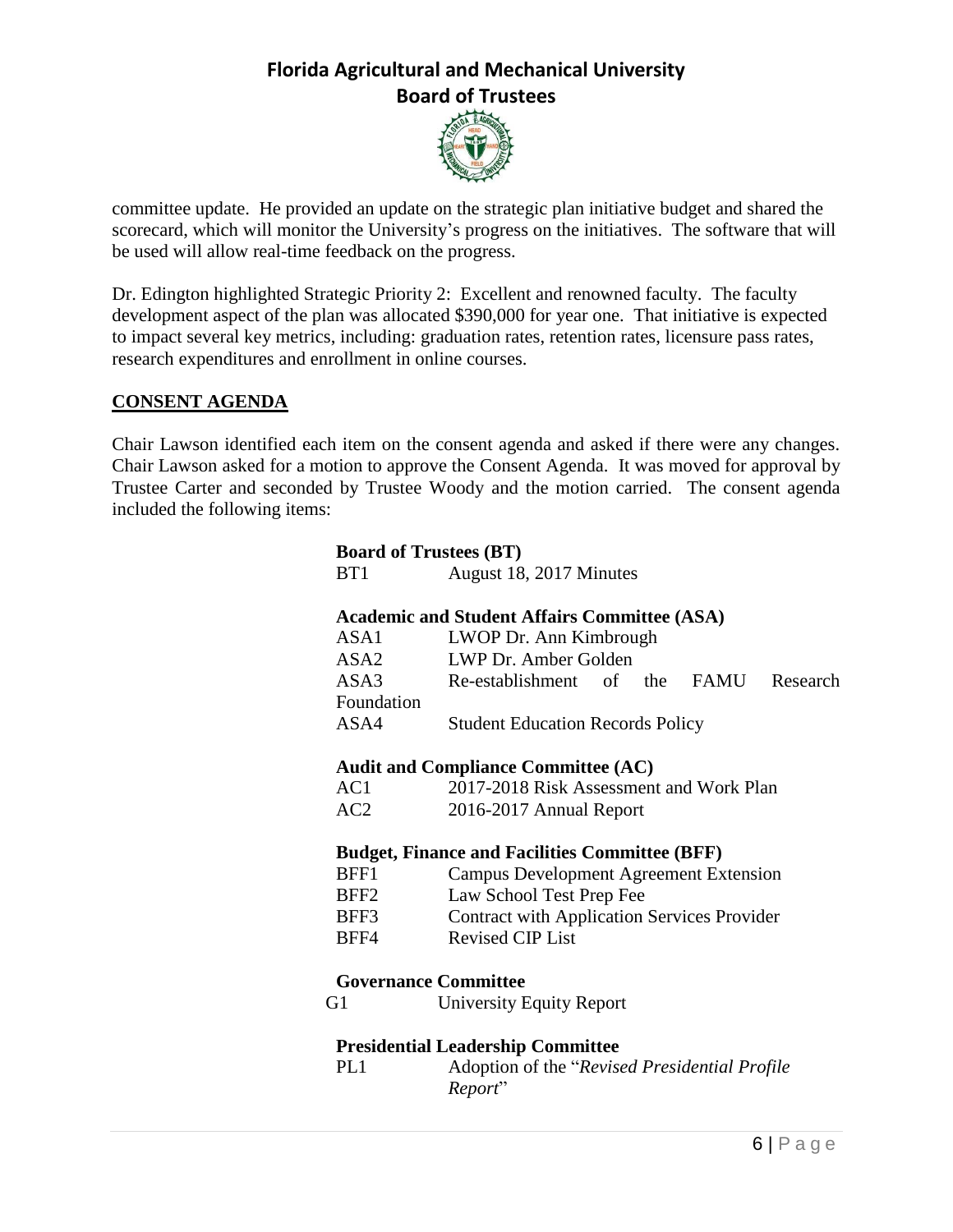committee update. He provided an update on the strategic plan initiative budget and shared the scorecard, which will monitor the University's progress on the initiatives. The software that will be used will allow real-time feedback on the progress.

Dr. Edington highlighted Strategic Priority 2: Excellent and renowned faculty. The faculty development aspect of the plan was allocated $390,000 for year one. That initiative is expected to impact several key metrics, including: graduation rates, retention rates, licensure pass rates, research expenditures and enrollment in online courses.

## CONSENT AGENDA

Chair Lawson identified each item on the consent agenda and asked if there were any changes. Chair Lawson asked for a motion to approve the Consent Agenda. It was moved for approval by Trustee Carter and seconded by Trustee Woody and the motion carried. The consent agenda included the following items:

**Board of Trustees (BT)**

BT1 August 18, 2017 Minutes

**Academic and Student Affairs Committee (ASA)**

ASA1 LWOP Dr. Ann Kimbrough
ASA2 LWP Dr. Amber Golden
ASA3 Re-establishment of the FAMU Research Foundation
ASA4 Student Education Records Policy

**Audit and Compliance Committee (AC)**

AC1 2017-2018 Risk Assessment and Work Plan
AC2 2016-2017 Annual Report

**Budget, Finance and Facilities Committee (BFF)**

BFF1 Campus Development Agreement Extension
BFF2 Law School Test Prep Fee
BFF3 Contract with Application Services Provider
BFF4 Revised CIP List

**Governance Committee**

G1 University Equity Report

**Presidential Leadership Committee**

PL1 Adoption of the "*Revised Presidential Profile Report*"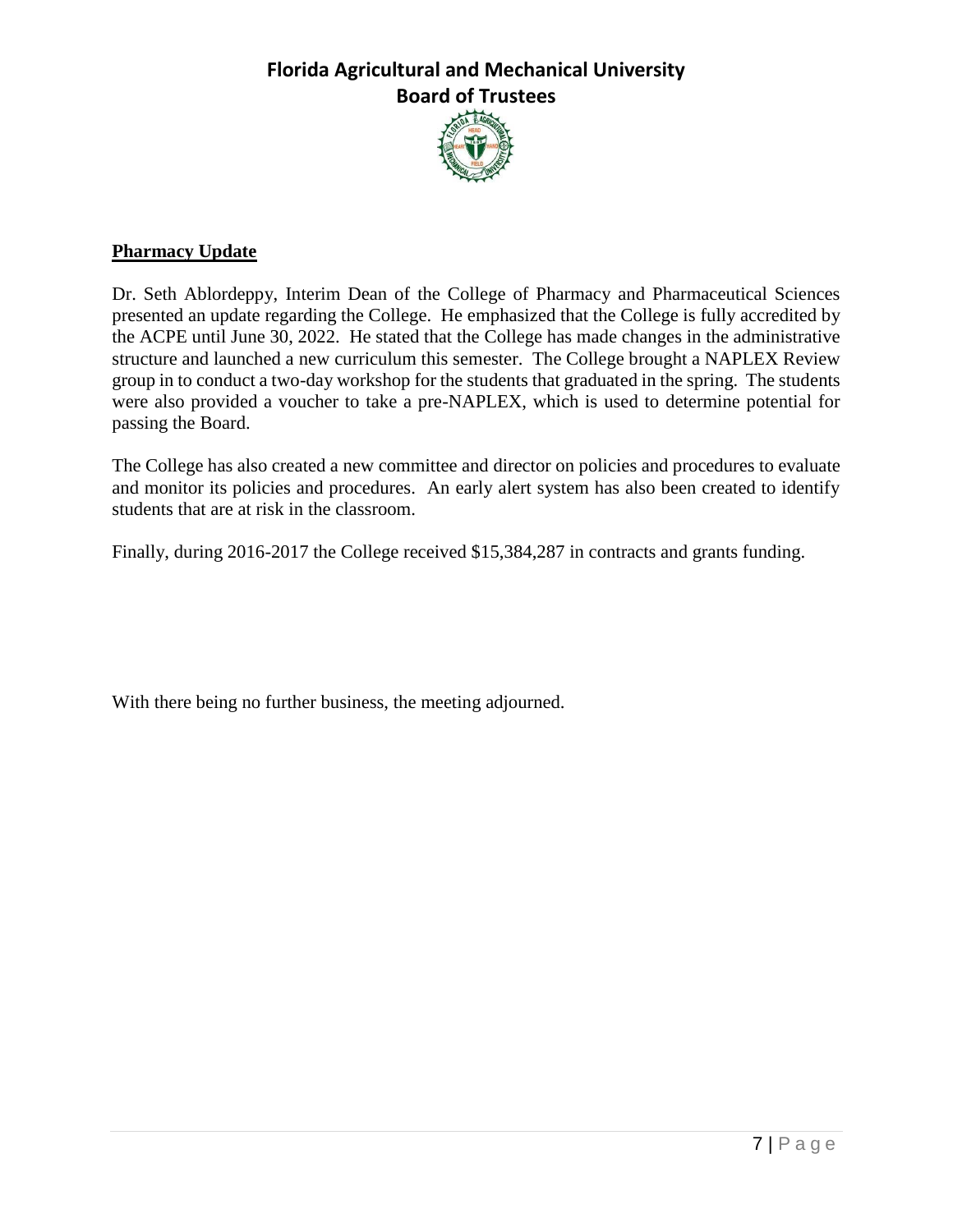## Pharmacy Update

Dr. Seth Ablordeppy, Interim Dean of the College of Pharmacy and Pharmaceutical Sciences presented an update regarding the College. He emphasized that the College is fully accredited by the ACPE until June 30, 2022. He stated that the College has made changes in the administrative structure and launched a new curriculum this semester. The College brought a NAPLEX Review group in to conduct a two-day workshop for the students that graduated in the spring. The students were also provided a voucher to take a pre-NAPLEX, which is used to determine potential for passing the Board.

The College has also created a new committee and director on policies and procedures to evaluate and monitor its policies and procedures. An early alert system has also been created to identify students that are at risk in the classroom.

Finally, during 2016-2017 the College received $15,384,287 in contracts and grants funding.

With there being no further business, the meeting adjourned.